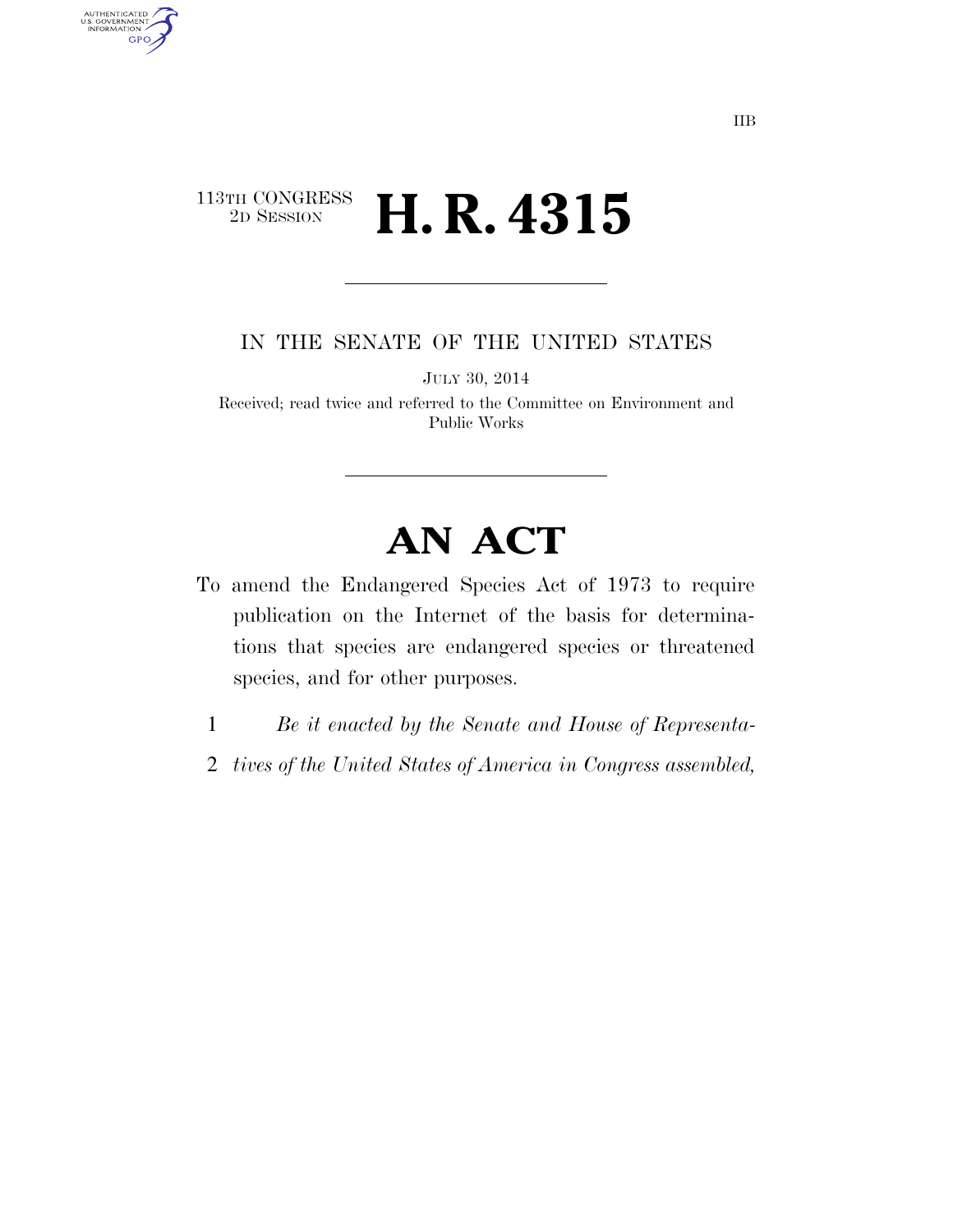113TH CONGRESS
2D SESSION

# H. R. 4315

IN THE SENATE OF THE UNITED STATES

JULY 30, 2014

Received; read twice and referred to the Committee on Environment and Public Works

# AN ACT

To amend the Endangered Species Act of 1973 to require publication on the Internet of the basis for determinations that species are endangered species or threatened species, and for other purposes.

1 *Be it enacted by the Senate and House of Representa-*
2 *tives of the United States of America in Congress assembled,*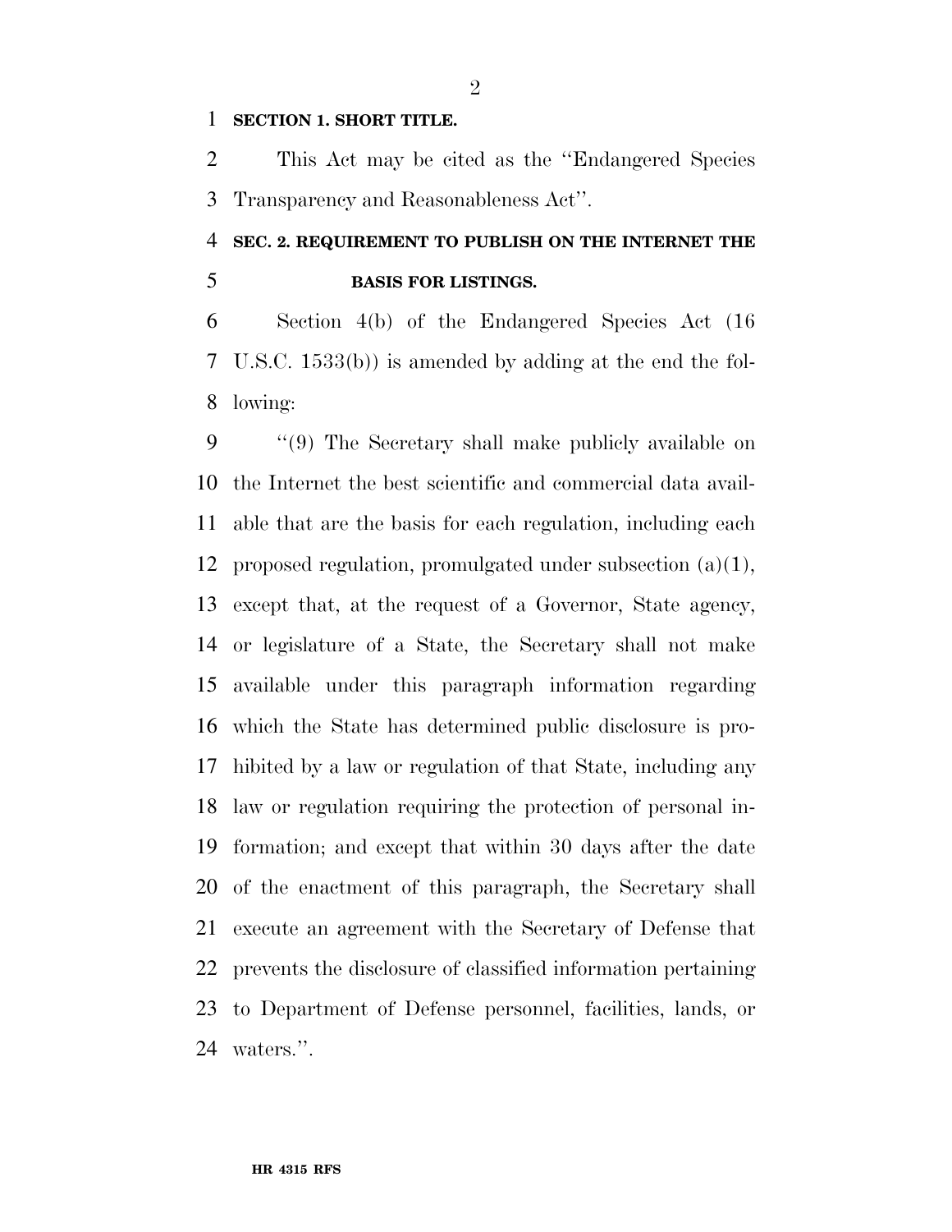**SECTION 1. SHORT TITLE.**

This Act may be cited as the ''Endangered Species Transparency and Reasonableness Act''.

**SEC. 2. REQUIREMENT TO PUBLISH ON THE INTERNET THE BASIS FOR LISTINGS.**

Section 4(b) of the Endangered Species Act (16 U.S.C. 1533(b)) is amended by adding at the end the following:

''(9) The Secretary shall make publicly available on the Internet the best scientific and commercial data available that are the basis for each regulation, including each proposed regulation, promulgated under subsection (a)(1), except that, at the request of a Governor, State agency, or legislature of a State, the Secretary shall not make available under this paragraph information regarding which the State has determined public disclosure is prohibited by a law or regulation of that State, including any law or regulation requiring the protection of personal information; and except that within 30 days after the date of the enactment of this paragraph, the Secretary shall execute an agreement with the Secretary of Defense that prevents the disclosure of classified information pertaining to Department of Defense personnel, facilities, lands, or waters.''.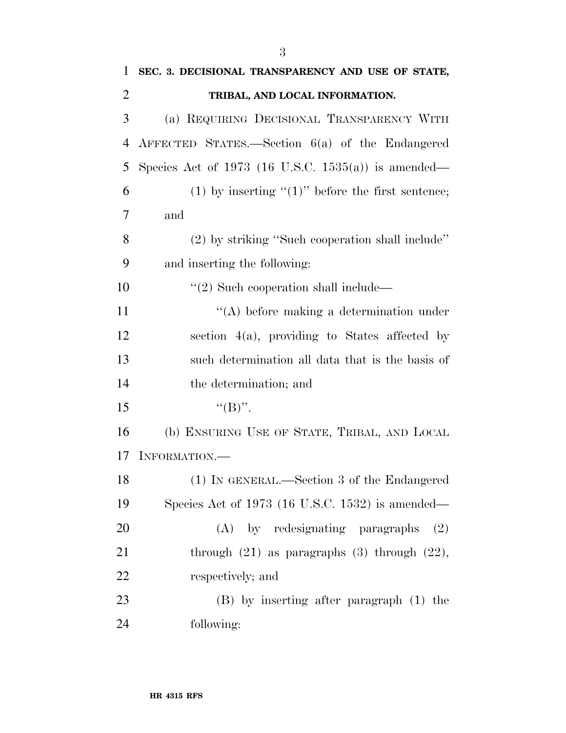**SEC. 3. DECISIONAL TRANSPARENCY AND USE OF STATE, TRIBAL, AND LOCAL INFORMATION.**

(a) REQUIRING DECISIONAL TRANSPARENCY WITH AFFECTED STATES.—Section 6(a) of the Endangered Species Act of 1973 (16 U.S.C. 1535(a)) is amended—

(1) by inserting "(1)" before the first sentence; and

(2) by striking "Such cooperation shall include" and inserting the following:

"(2) Such cooperation shall include—

"(A) before making a determination under section 4(a), providing to States affected by such determination all data that is the basis of the determination; and

"(B)".

(b) ENSURING USE OF STATE, TRIBAL, AND LOCAL INFORMATION.—

(1) IN GENERAL.—Section 3 of the Endangered Species Act of 1973 (16 U.S.C. 1532) is amended—

(A) by redesignating paragraphs (2) through (21) as paragraphs (3) through (22), respectively; and

(B) by inserting after paragraph (1) the following: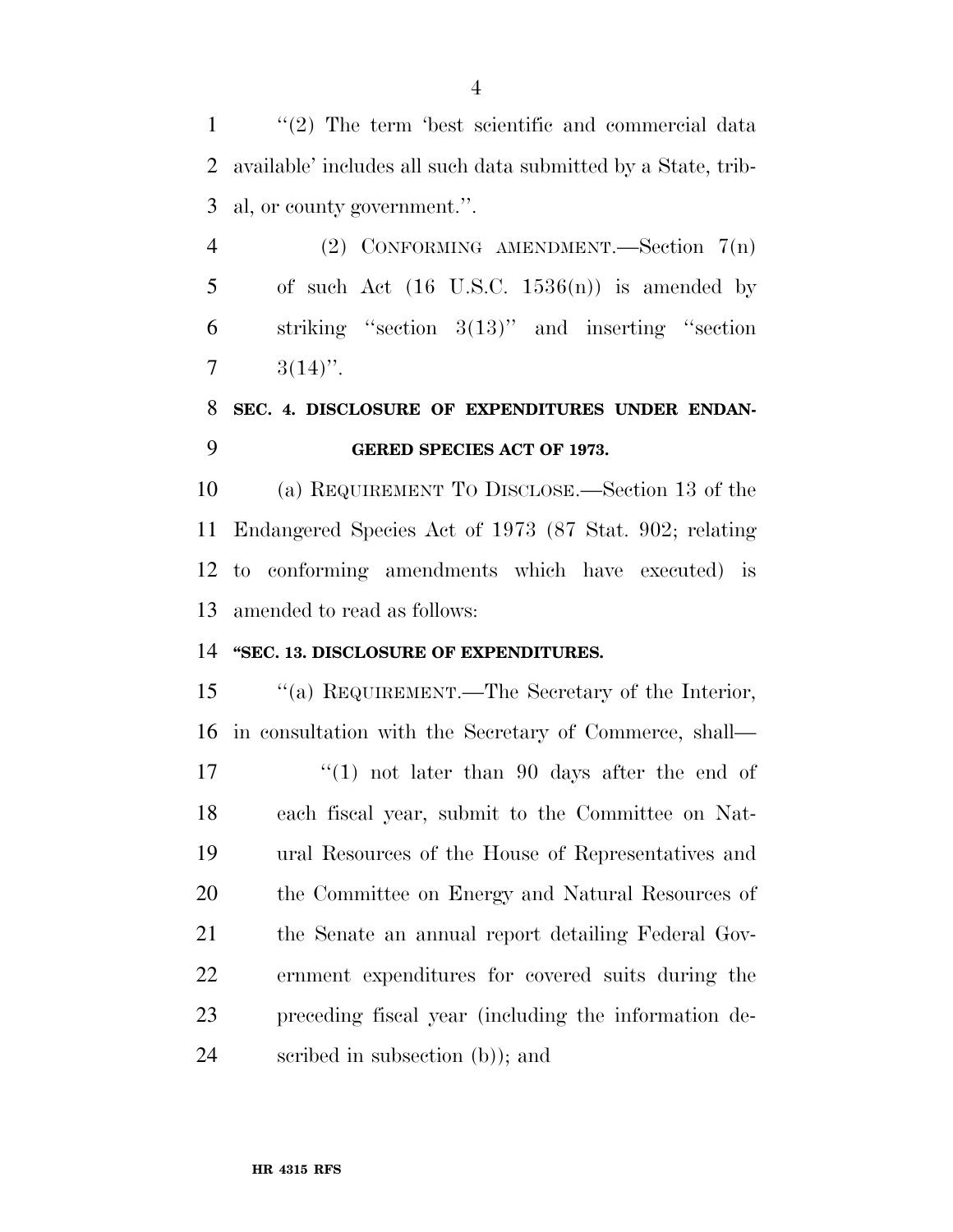''(2) The term 'best scientific and commercial data available' includes all such data submitted by a State, tribal, or county government.''.

(2) CONFORMING AMENDMENT.—Section 7(n) of such Act (16 U.S.C. 1536(n)) is amended by striking ''section 3(13)'' and inserting ''section 3(14)''.

## SEC. 4. DISCLOSURE OF EXPENDITURES UNDER ENDANGERED SPECIES ACT OF 1973.

(a) REQUIREMENT TO DISCLOSE.—Section 13 of the Endangered Species Act of 1973 (87 Stat. 902; relating to conforming amendments which have executed) is amended to read as follows:

### ''SEC. 13. DISCLOSURE OF EXPENDITURES.

''(a) REQUIREMENT.—The Secretary of the Interior, in consultation with the Secretary of Commerce, shall—

''(1) not later than 90 days after the end of each fiscal year, submit to the Committee on Natural Resources of the House of Representatives and the Committee on Energy and Natural Resources of the Senate an annual report detailing Federal Government expenditures for covered suits during the preceding fiscal year (including the information described in subsection (b)); and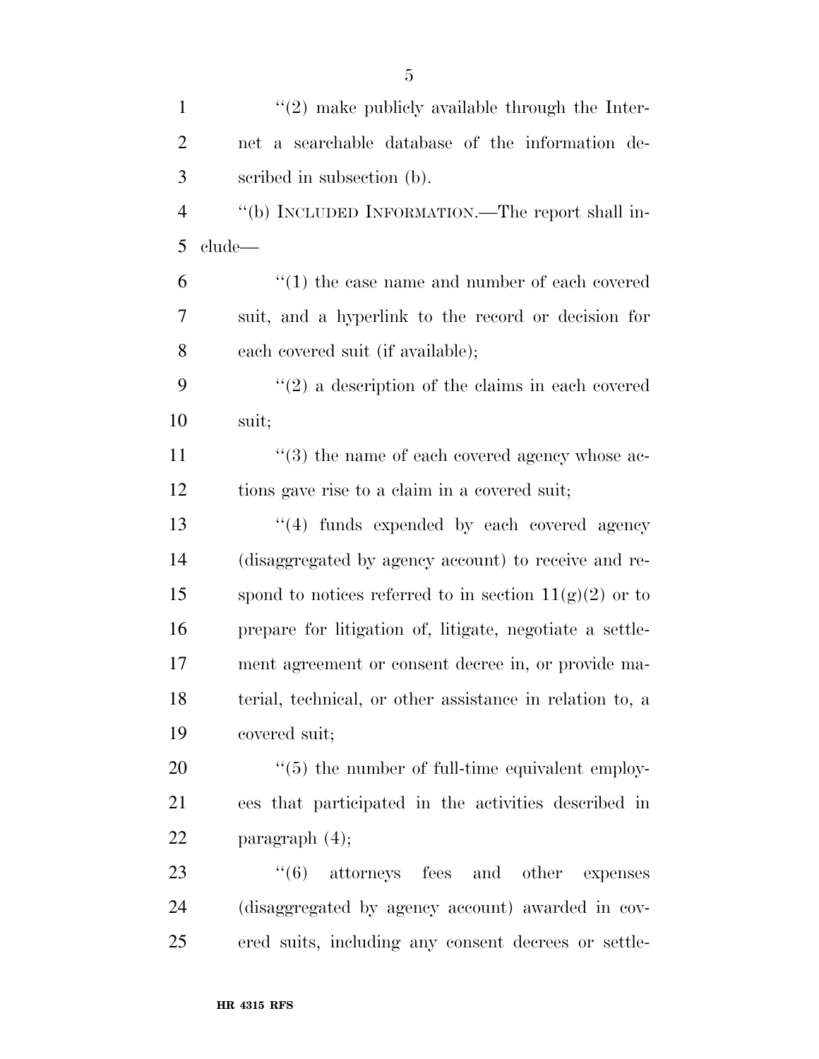"(2) make publicly available through the Internet a searchable database of the information described in subsection (b).

"(b) INCLUDED INFORMATION.—The report shall include—

"(1) the case name and number of each covered suit, and a hyperlink to the record or decision for each covered suit (if available);

"(2) a description of the claims in each covered suit;

"(3) the name of each covered agency whose actions gave rise to a claim in a covered suit;

"(4) funds expended by each covered agency (disaggregated by agency account) to receive and respond to notices referred to in section 11(g)(2) or to prepare for litigation of, litigate, negotiate a settlement agreement or consent decree in, or provide material, technical, or other assistance in relation to, a covered suit;

"(5) the number of full-time equivalent employees that participated in the activities described in paragraph (4);

"(6) attorneys fees and other expenses (disaggregated by agency account) awarded in covered suits, including any consent decrees or settle-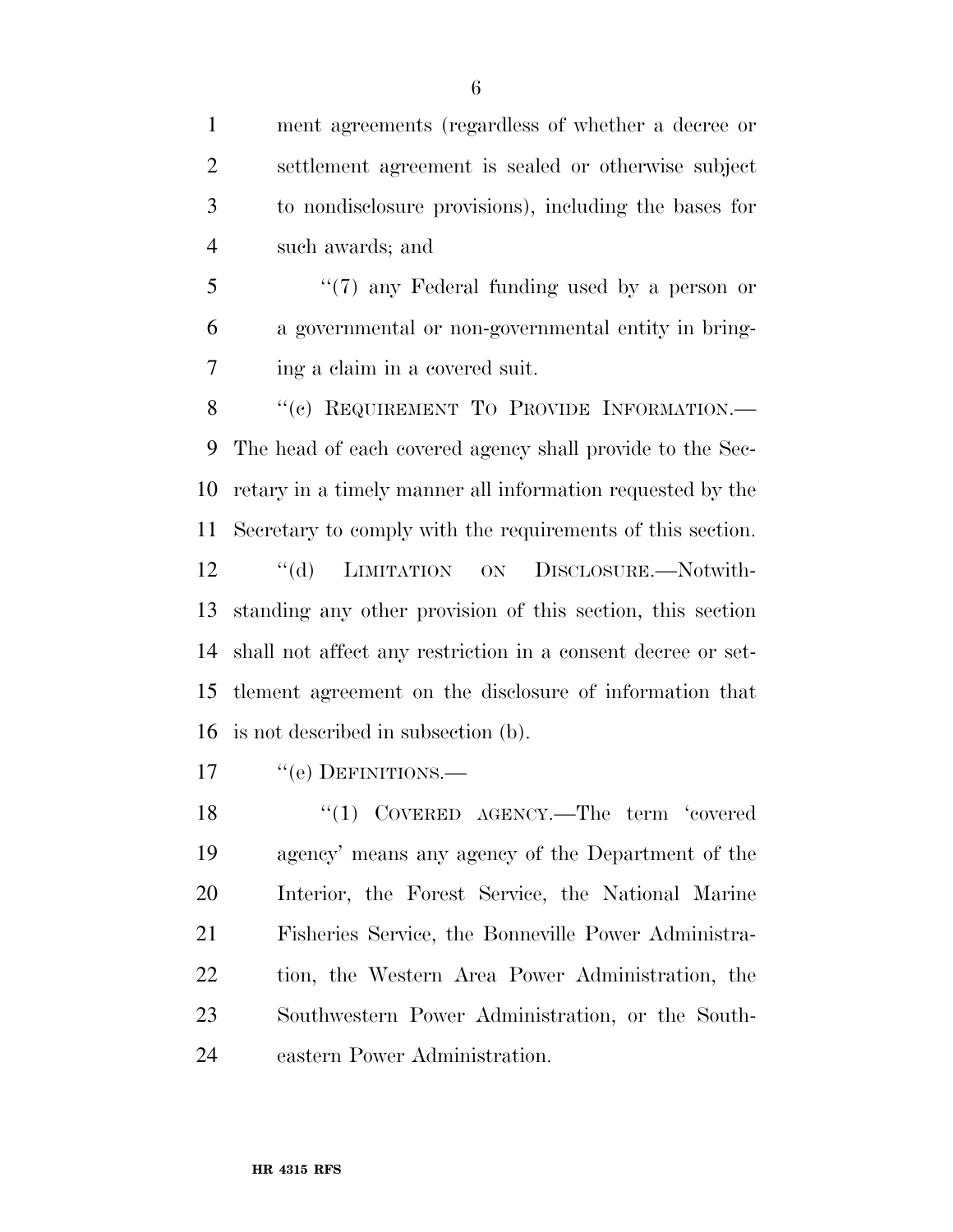ment agreements (regardless of whether a decree or settlement agreement is sealed or otherwise subject to nondisclosure provisions), including the bases for such awards; and

"(7) any Federal funding used by a person or a governmental or non-governmental entity in bringing a claim in a covered suit.

"(c) REQUIREMENT TO PROVIDE INFORMATION.—The head of each covered agency shall provide to the Secretary in a timely manner all information requested by the Secretary to comply with the requirements of this section.

"(d) LIMITATION ON DISCLOSURE.—Notwithstanding any other provision of this section, this section shall not affect any restriction in a consent decree or settlement agreement on the disclosure of information that is not described in subsection (b).

"(e) DEFINITIONS.—

"(1) COVERED AGENCY.—The term 'covered agency' means any agency of the Department of the Interior, the Forest Service, the National Marine Fisheries Service, the Bonneville Power Administration, the Western Area Power Administration, the Southwestern Power Administration, or the Southeastern Power Administration.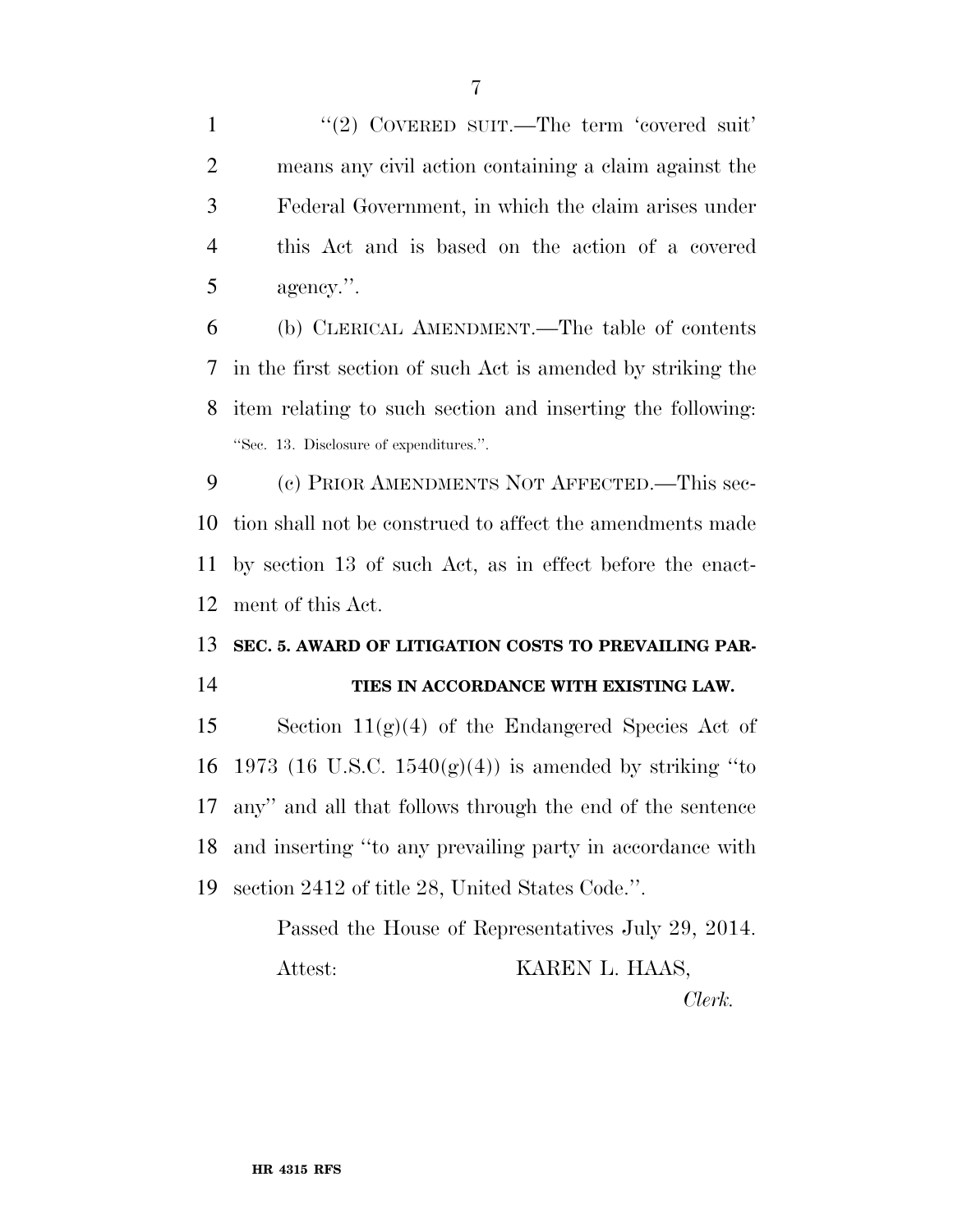"(2) COVERED SUIT.—The term 'covered suit' means any civil action containing a claim against the Federal Government, in which the claim arises under this Act and is based on the action of a covered agency.".

(b) CLERICAL AMENDMENT.—The table of contents in the first section of such Act is amended by striking the item relating to such section and inserting the following:

"Sec. 13. Disclosure of expenditures.".

(c) PRIOR AMENDMENTS NOT AFFECTED.—This section shall not be construed to affect the amendments made by section 13 of such Act, as in effect before the enactment of this Act.

**SEC. 5. AWARD OF LITIGATION COSTS TO PREVAILING PARTIES IN ACCORDANCE WITH EXISTING LAW.**

Section 11(g)(4) of the Endangered Species Act of 1973 (16 U.S.C. 1540(g)(4)) is amended by striking "to any" and all that follows through the end of the sentence and inserting "to any prevailing party in accordance with section 2412 of title 28, United States Code.".

Passed the House of Representatives July 29, 2014.

Attest: KAREN L. HAAS,

*Clerk.*